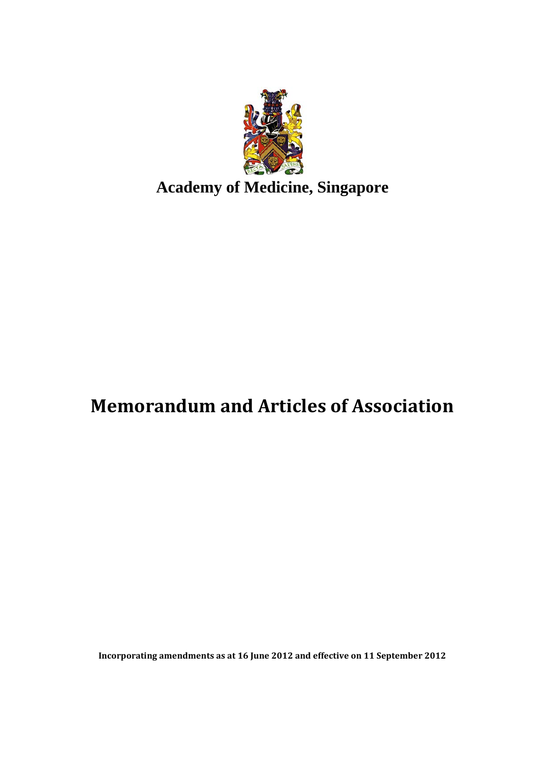**Academy of Medicine, Singapore**

# Memorandum and Articles of Association

**Incorporating amendments as at 16 June 2012 and effective on 11 September 2012**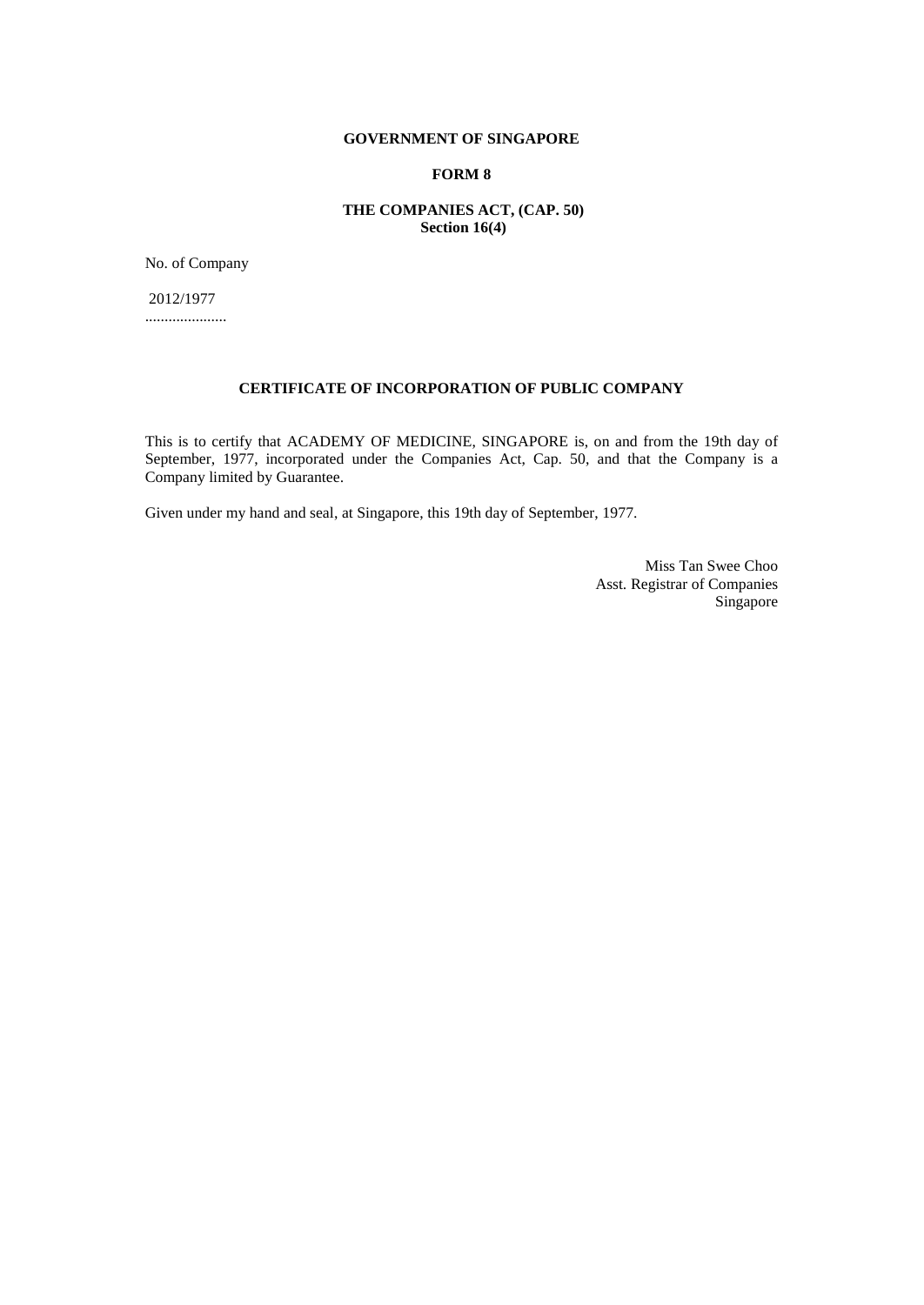**GOVERNMENT OF SINGAPORE**

**FORM 8**

**THE COMPANIES ACT, (CAP. 50)**
**Section 16(4)**

No. of Company

2012/1977
.....................

**CERTIFICATE OF INCORPORATION OF PUBLIC COMPANY**

This is to certify that ACADEMY OF MEDICINE, SINGAPORE is, on and from the 19th day of September, 1977, incorporated under the Companies Act, Cap. 50, and that the Company is a Company limited by Guarantee.

Given under my hand and seal, at Singapore, this 19th day of September, 1977.

Miss Tan Swee Choo
Asst. Registrar of Companies
Singapore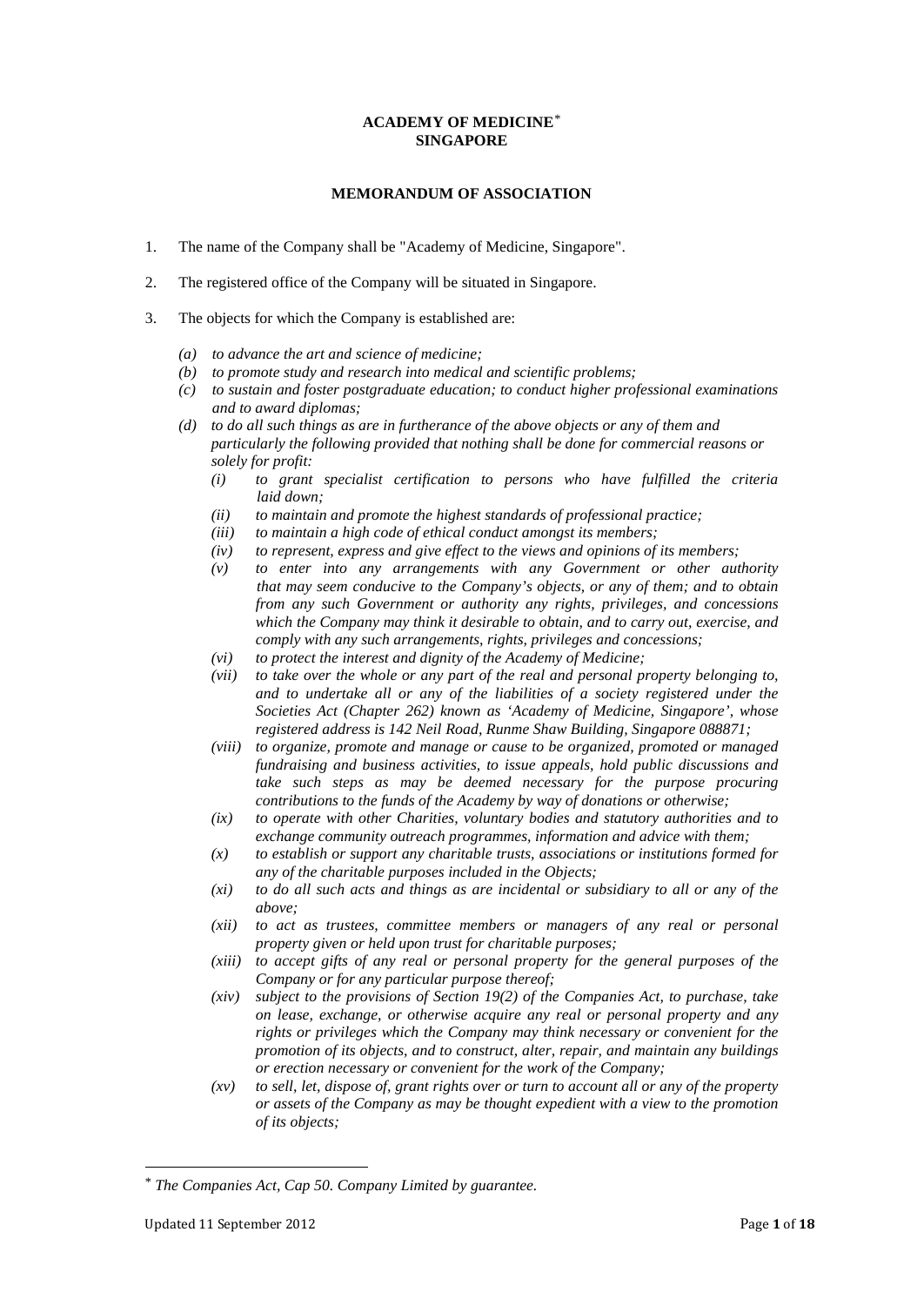**ACADEMY OF MEDICINE[*]**
**SINGAPORE**

**MEMORANDUM OF ASSOCIATION**

1. The name of the Company shall be "Academy of Medicine, Singapore".

2. The registered office of the Company will be situated in Singapore.

3. The objects for which the Company is established are:

   *(a) to advance the art and science of medicine;*
   *(b) to promote study and research into medical and scientific problems;*
   *(c) to sustain and foster postgraduate education; to conduct higher professional examinations and to award diplomas;*
   *(d) to do all such things as are in furtherance of the above objects or any of them and particularly the following provided that nothing shall be done for commercial reasons or solely for profit:*
      *(i) to grant specialist certification to persons who have fulfilled the criteria laid down;*
      *(ii) to maintain and promote the highest standards of professional practice;*
      *(iii) to maintain a high code of ethical conduct amongst its members;*
      *(iv) to represent, express and give effect to the views and opinions of its members;*
      *(v) to enter into any arrangements with any Government or other authority that may seem conducive to the Company's objects, or any of them; and to obtain from any such Government or authority any rights, privileges, and concessions which the Company may think it desirable to obtain, and to carry out, exercise, and comply with any such arrangements, rights, privileges and concessions;*
      *(vi) to protect the interest and dignity of the Academy of Medicine;*
      *(vii) to take over the whole or any part of the real and personal property belonging to, and to undertake all or any of the liabilities of a society registered under the Societies Act (Chapter 262) known as 'Academy of Medicine, Singapore', whose registered address is 142 Neil Road, Runme Shaw Building, Singapore 088871;*
      *(viii) to organize, promote and manage or cause to be organized, promoted or managed fundraising and business activities, to issue appeals, hold public discussions and take such steps as may be deemed necessary for the purpose procuring contributions to the funds of the Academy by way of donations or otherwise;*
      *(ix) to operate with other Charities, voluntary bodies and statutory authorities and to exchange community outreach programmes, information and advice with them;*
      *(x) to establish or support any charitable trusts, associations or institutions formed for any of the charitable purposes included in the Objects;*
      *(xi) to do all such acts and things as are incidental or subsidiary to all or any of the above;*
      *(xii) to act as trustees, committee members or managers of any real or personal property given or held upon trust for charitable purposes;*
      *(xiii) to accept gifts of any real or personal property for the general purposes of the Company or for any particular purpose thereof;*
      *(xiv) subject to the provisions of Section 19(2) of the Companies Act, to purchase, take on lease, exchange, or otherwise acquire any real or personal property and any rights or privileges which the Company may think necessary or convenient for the promotion of its objects, and to construct, alter, repair, and maintain any buildings or erection necessary or convenient for the work of the Company;*
      *(xv) to sell, let, dispose of, grant rights over or turn to account all or any of the property or assets of the Company as may be thought expedient with a view to the promotion of its objects;*

[*] *The Companies Act, Cap 50. Company Limited by guarantee.*

Updated 11 September 2012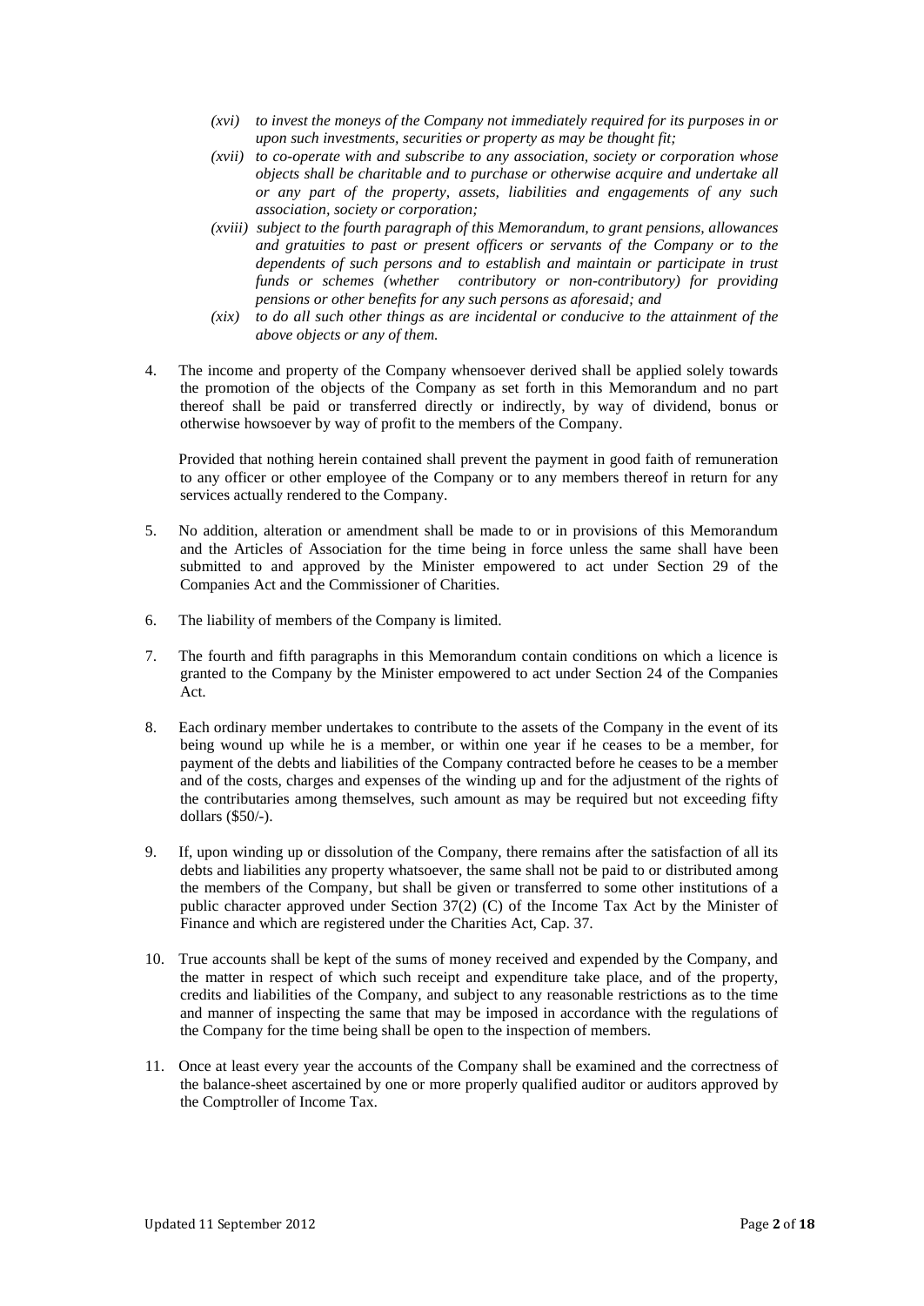- *(xvi) to invest the moneys of the Company not immediately required for its purposes in or upon such investments, securities or property as may be thought fit;*
- *(xvii) to co-operate with and subscribe to any association, society or corporation whose objects shall be charitable and to purchase or otherwise acquire and undertake all or any part of the property, assets, liabilities and engagements of any such association, society or corporation;*
- *(xviii) subject to the fourth paragraph of this Memorandum, to grant pensions, allowances and gratuities to past or present officers or servants of the Company or to the dependents of such persons and to establish and maintain or participate in trust funds or schemes (whether contributory or non-contributory) for providing pensions or other benefits for any such persons as aforesaid; and*
- *(xix) to do all such other things as are incidental or conducive to the attainment of the above objects or any of them.*

4. The income and property of the Company whensoever derived shall be applied solely towards the promotion of the objects of the Company as set forth in this Memorandum and no part thereof shall be paid or transferred directly or indirectly, by way of dividend, bonus or otherwise howsoever by way of profit to the members of the Company.

   Provided that nothing herein contained shall prevent the payment in good faith of remuneration to any officer or other employee of the Company or to any members thereof in return for any services actually rendered to the Company.

5. No addition, alteration or amendment shall be made to or in provisions of this Memorandum and the Articles of Association for the time being in force unless the same shall have been submitted to and approved by the Minister empowered to act under Section 29 of the Companies Act and the Commissioner of Charities.

6. The liability of members of the Company is limited.

7. The fourth and fifth paragraphs in this Memorandum contain conditions on which a licence is granted to the Company by the Minister empowered to act under Section 24 of the Companies Act.

8. Each ordinary member undertakes to contribute to the assets of the Company in the event of its being wound up while he is a member, or within one year if he ceases to be a member, for payment of the debts and liabilities of the Company contracted before he ceases to be a member and of the costs, charges and expenses of the winding up and for the adjustment of the rights of the contributaries among themselves, such amount as may be required but not exceeding fifty dollars ($50/-).

9. If, upon winding up or dissolution of the Company, there remains after the satisfaction of all its debts and liabilities any property whatsoever, the same shall not be paid to or distributed among the members of the Company, but shall be given or transferred to some other institutions of a public character approved under Section 37(2) (C) of the Income Tax Act by the Minister of Finance and which are registered under the Charities Act, Cap. 37.

10. True accounts shall be kept of the sums of money received and expended by the Company, and the matter in respect of which such receipt and expenditure take place, and of the property, credits and liabilities of the Company, and subject to any reasonable restrictions as to the time and manner of inspecting the same that may be imposed in accordance with the regulations of the Company for the time being shall be open to the inspection of members.

11. Once at least every year the accounts of the Company shall be examined and the correctness of the balance-sheet ascertained by one or more properly qualified auditor or auditors approved by the Comptroller of Income Tax.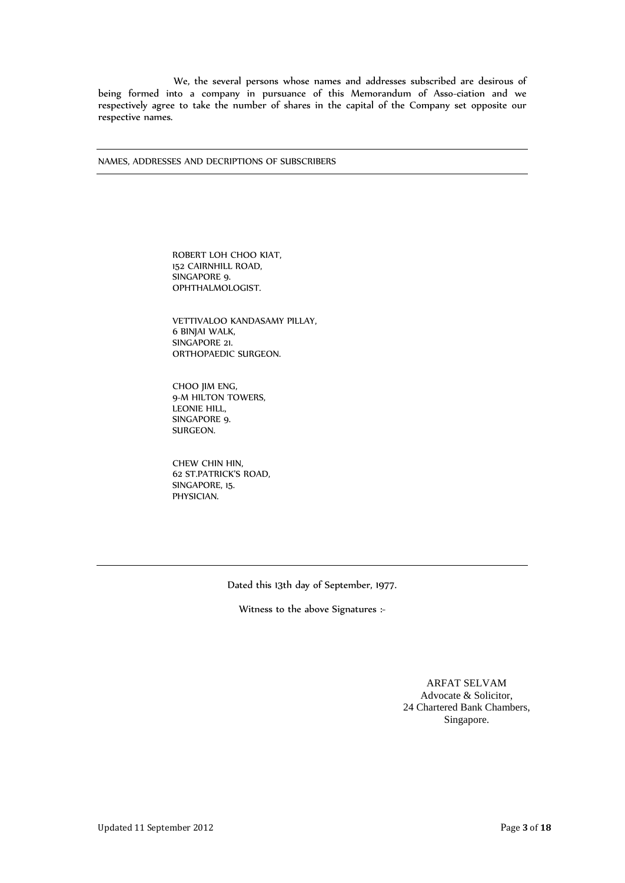We, the several persons whose names and addresses subscribed are desirous of being formed into a company in pursuance of this Memorandum of Asso-ciation and we respectively agree to take the number of shares in the capital of the Company set opposite our respective names.

---

NAMES, ADDRESSES AND DECRIPTIONS OF SUBSCRIBERS

---

ROBERT LOH CHOO KIAT,
152 CAIRNHILL ROAD,
SINGAPORE 9.
OPHTHALMOLOGIST.

VETTIVALOO KANDASAMY PILLAY,
6 BINJAI WALK,
SINGAPORE 21.
ORTHOPAEDIC SURGEON.

CHOO JIM ENG,
9-M HILTON TOWERS,
LEONIE HILL,
SINGAPORE 9.
SURGEON.

CHEW CHIN HIN,
62 ST.PATRICK'S ROAD,
SINGAPORE, 15.
PHYSICIAN.

---

Dated this 13th day of September, 1977.

Witness to the above Signatures :-

ARFAT SELVAM
Advocate & Solicitor,
24 Chartered Bank Chambers,
Singapore.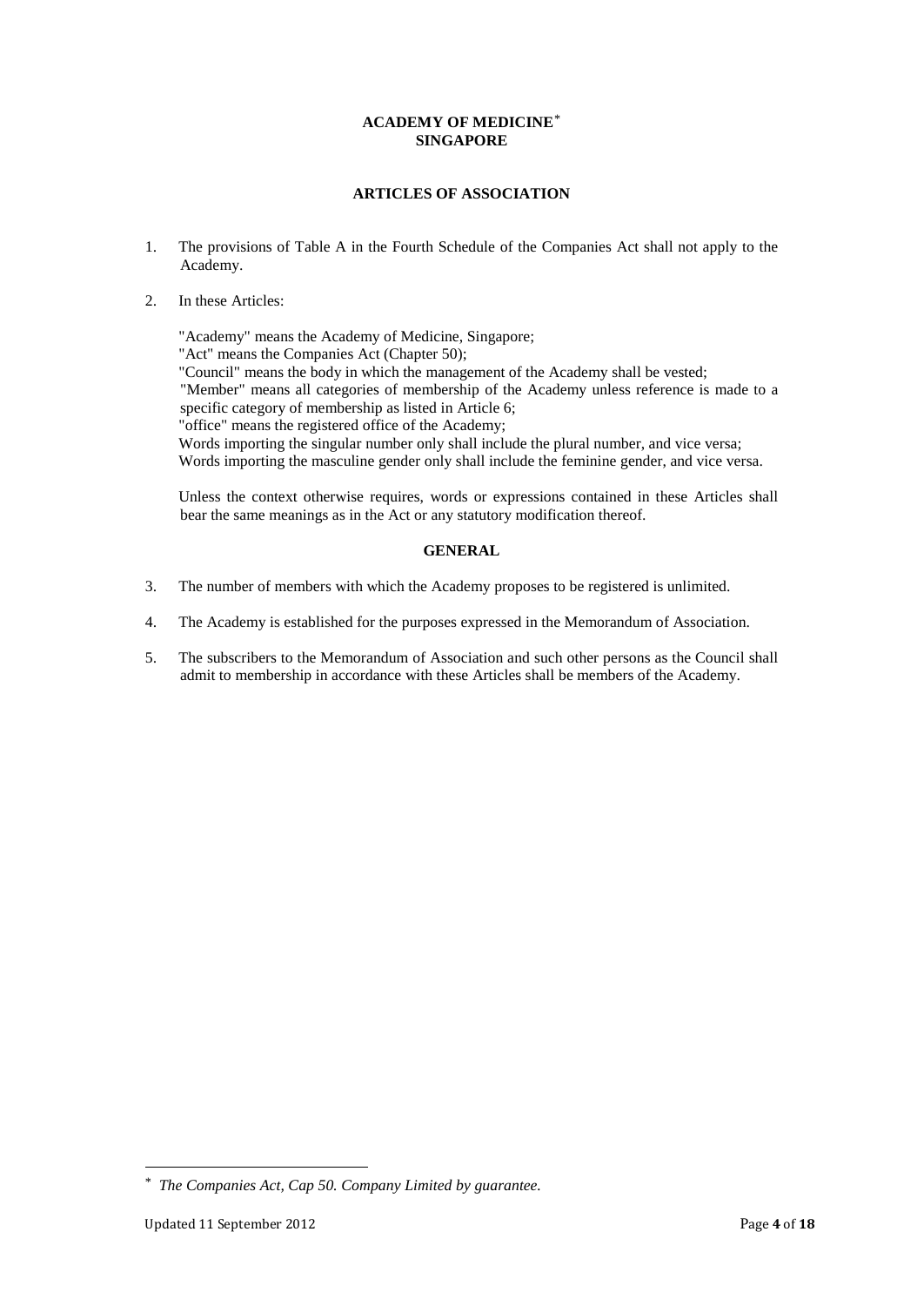**ACADEMY OF MEDICINE**[*]
**SINGAPORE**

**ARTICLES OF ASSOCIATION**

1. The provisions of Table A in the Fourth Schedule of the Companies Act shall not apply to the Academy.

2. In these Articles:

   "Academy" means the Academy of Medicine, Singapore;
   "Act" means the Companies Act (Chapter 50);
   "Council" means the body in which the management of the Academy shall be vested;
   "Member" means all categories of membership of the Academy unless reference is made to a specific category of membership as listed in Article 6;
   "office" means the registered office of the Academy;
   Words importing the singular number only shall include the plural number, and vice versa;
   Words importing the masculine gender only shall include the feminine gender, and vice versa.

   Unless the context otherwise requires, words or expressions contained in these Articles shall bear the same meanings as in the Act or any statutory modification thereof.

**GENERAL**

3. The number of members with which the Academy proposes to be registered is unlimited.

4. The Academy is established for the purposes expressed in the Memorandum of Association.

5. The subscribers to the Memorandum of Association and such other persons as the Council shall admit to membership in accordance with these Articles shall be members of the Academy.

---

[*] *The Companies Act, Cap 50. Company Limited by guarantee.*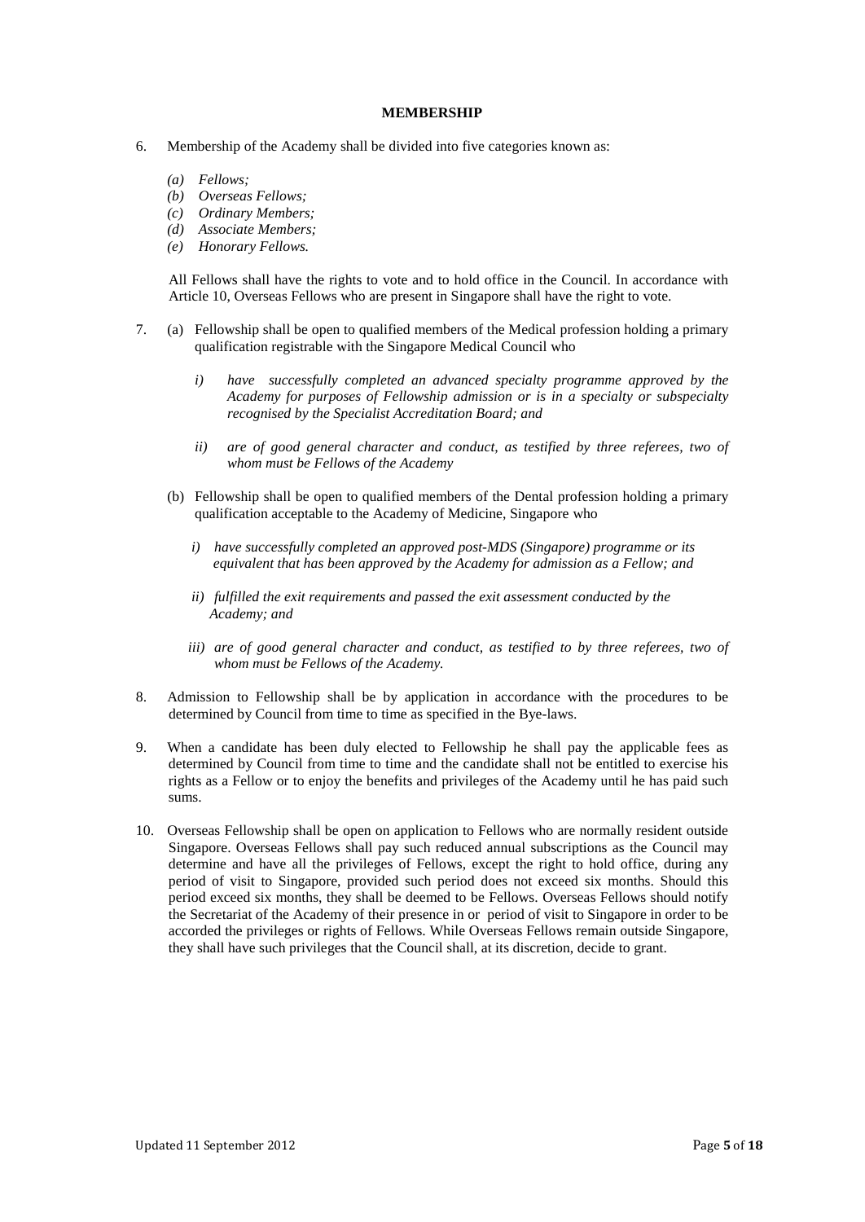## MEMBERSHIP

6. Membership of the Academy shall be divided into five categories known as:

   *(a) Fellows;*
   *(b) Overseas Fellows;*
   *(c) Ordinary Members;*
   *(d) Associate Members;*
   *(e) Honorary Fellows.*

   All Fellows shall have the rights to vote and to hold office in the Council. In accordance with Article 10, Overseas Fellows who are present in Singapore shall have the right to vote.

7. (a) Fellowship shall be open to qualified members of the Medical profession holding a primary qualification registrable with the Singapore Medical Council who

   *i) have successfully completed an advanced specialty programme approved by the Academy for purposes of Fellowship admission or is in a specialty or subspecialty recognised by the Specialist Accreditation Board; and*

   *ii) are of good general character and conduct, as testified by three referees, two of whom must be Fellows of the Academy*

   (b) Fellowship shall be open to qualified members of the Dental profession holding a primary qualification acceptable to the Academy of Medicine, Singapore who

   *i) have successfully completed an approved post-MDS (Singapore) programme or its equivalent that has been approved by the Academy for admission as a Fellow; and*

   *ii) fulfilled the exit requirements and passed the exit assessment conducted by the Academy; and*

   *iii) are of good general character and conduct, as testified to by three referees, two of whom must be Fellows of the Academy.*

8. Admission to Fellowship shall be by application in accordance with the procedures to be determined by Council from time to time as specified in the Bye-laws.

9. When a candidate has been duly elected to Fellowship he shall pay the applicable fees as determined by Council from time to time and the candidate shall not be entitled to exercise his rights as a Fellow or to enjoy the benefits and privileges of the Academy until he has paid such sums.

10. Overseas Fellowship shall be open on application to Fellows who are normally resident outside Singapore. Overseas Fellows shall pay such reduced annual subscriptions as the Council may determine and have all the privileges of Fellows, except the right to hold office, during any period of visit to Singapore, provided such period does not exceed six months. Should this period exceed six months, they shall be deemed to be Fellows. Overseas Fellows should notify the Secretariat of the Academy of their presence in or period of visit to Singapore in order to be accorded the privileges or rights of Fellows. While Overseas Fellows remain outside Singapore, they shall have such privileges that the Council shall, at its discretion, decide to grant.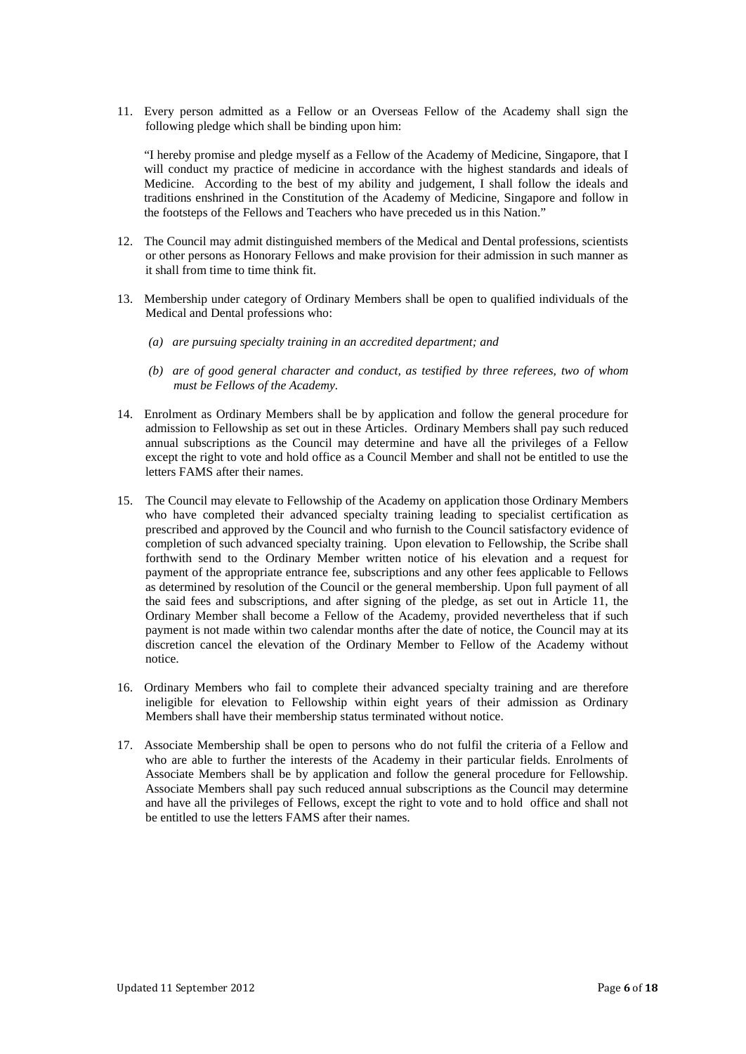11. Every person admitted as a Fellow or an Overseas Fellow of the Academy shall sign the following pledge which shall be binding upon him:

    "I hereby promise and pledge myself as a Fellow of the Academy of Medicine, Singapore, that I will conduct my practice of medicine in accordance with the highest standards and ideals of Medicine. According to the best of my ability and judgement, I shall follow the ideals and traditions enshrined in the Constitution of the Academy of Medicine, Singapore and follow in the footsteps of the Fellows and Teachers who have preceded us in this Nation."

12. The Council may admit distinguished members of the Medical and Dental professions, scientists or other persons as Honorary Fellows and make provision for their admission in such manner as it shall from time to time think fit.

13. Membership under category of Ordinary Members shall be open to qualified individuals of the Medical and Dental professions who:

    *(a) are pursuing specialty training in an accredited department; and*

    *(b) are of good general character and conduct, as testified by three referees, two of whom must be Fellows of the Academy.*

14. Enrolment as Ordinary Members shall be by application and follow the general procedure for admission to Fellowship as set out in these Articles. Ordinary Members shall pay such reduced annual subscriptions as the Council may determine and have all the privileges of a Fellow except the right to vote and hold office as a Council Member and shall not be entitled to use the letters FAMS after their names.

15. The Council may elevate to Fellowship of the Academy on application those Ordinary Members who have completed their advanced specialty training leading to specialist certification as prescribed and approved by the Council and who furnish to the Council satisfactory evidence of completion of such advanced specialty training. Upon elevation to Fellowship, the Scribe shall forthwith send to the Ordinary Member written notice of his elevation and a request for payment of the appropriate entrance fee, subscriptions and any other fees applicable to Fellows as determined by resolution of the Council or the general membership. Upon full payment of all the said fees and subscriptions, and after signing of the pledge, as set out in Article 11, the Ordinary Member shall become a Fellow of the Academy, provided nevertheless that if such payment is not made within two calendar months after the date of notice, the Council may at its discretion cancel the elevation of the Ordinary Member to Fellow of the Academy without notice.

16. Ordinary Members who fail to complete their advanced specialty training and are therefore ineligible for elevation to Fellowship within eight years of their admission as Ordinary Members shall have their membership status terminated without notice.

17. Associate Membership shall be open to persons who do not fulfil the criteria of a Fellow and who are able to further the interests of the Academy in their particular fields. Enrolments of Associate Members shall be by application and follow the general procedure for Fellowship. Associate Members shall pay such reduced annual subscriptions as the Council may determine and have all the privileges of Fellows, except the right to vote and to hold office and shall not be entitled to use the letters FAMS after their names.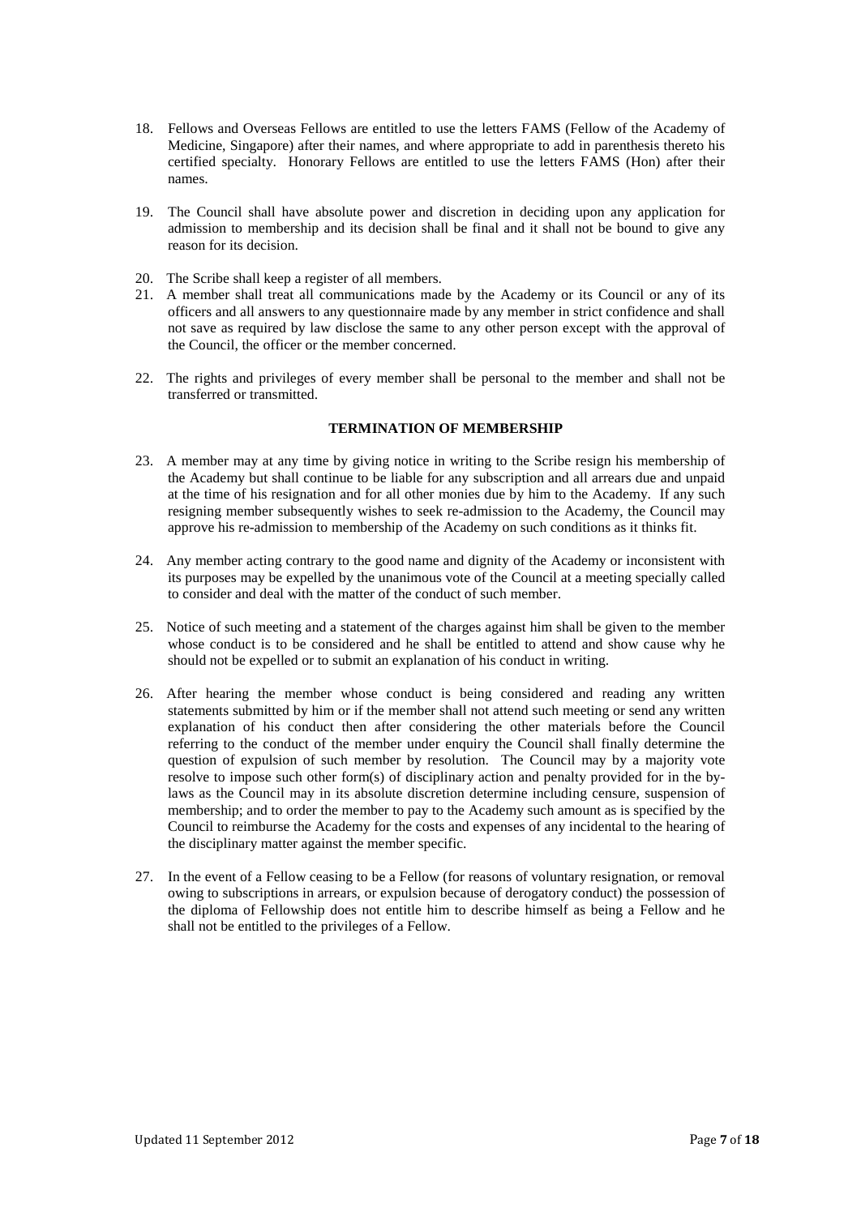18. Fellows and Overseas Fellows are entitled to use the letters FAMS (Fellow of the Academy of Medicine, Singapore) after their names, and where appropriate to add in parenthesis thereto his certified specialty. Honorary Fellows are entitled to use the letters FAMS (Hon) after their names.

19. The Council shall have absolute power and discretion in deciding upon any application for admission to membership and its decision shall be final and it shall not be bound to give any reason for its decision.

20. The Scribe shall keep a register of all members.

21. A member shall treat all communications made by the Academy or its Council or any of its officers and all answers to any questionnaire made by any member in strict confidence and shall not save as required by law disclose the same to any other person except with the approval of the Council, the officer or the member concerned.

22. The rights and privileges of every member shall be personal to the member and shall not be transferred or transmitted.

**TERMINATION OF MEMBERSHIP**

23. A member may at any time by giving notice in writing to the Scribe resign his membership of the Academy but shall continue to be liable for any subscription and all arrears due and unpaid at the time of his resignation and for all other monies due by him to the Academy. If any such resigning member subsequently wishes to seek re-admission to the Academy, the Council may approve his re-admission to membership of the Academy on such conditions as it thinks fit.

24. Any member acting contrary to the good name and dignity of the Academy or inconsistent with its purposes may be expelled by the unanimous vote of the Council at a meeting specially called to consider and deal with the matter of the conduct of such member.

25. Notice of such meeting and a statement of the charges against him shall be given to the member whose conduct is to be considered and he shall be entitled to attend and show cause why he should not be expelled or to submit an explanation of his conduct in writing.

26. After hearing the member whose conduct is being considered and reading any written statements submitted by him or if the member shall not attend such meeting or send any written explanation of his conduct then after considering the other materials before the Council referring to the conduct of the member under enquiry the Council shall finally determine the question of expulsion of such member by resolution. The Council may by a majority vote resolve to impose such other form(s) of disciplinary action and penalty provided for in the by-laws as the Council may in its absolute discretion determine including censure, suspension of membership; and to order the member to pay to the Academy such amount as is specified by the Council to reimburse the Academy for the costs and expenses of any incidental to the hearing of the disciplinary matter against the member specific.

27. In the event of a Fellow ceasing to be a Fellow (for reasons of voluntary resignation, or removal owing to subscriptions in arrears, or expulsion because of derogatory conduct) the possession of the diploma of Fellowship does not entitle him to describe himself as being a Fellow and he shall not be entitled to the privileges of a Fellow.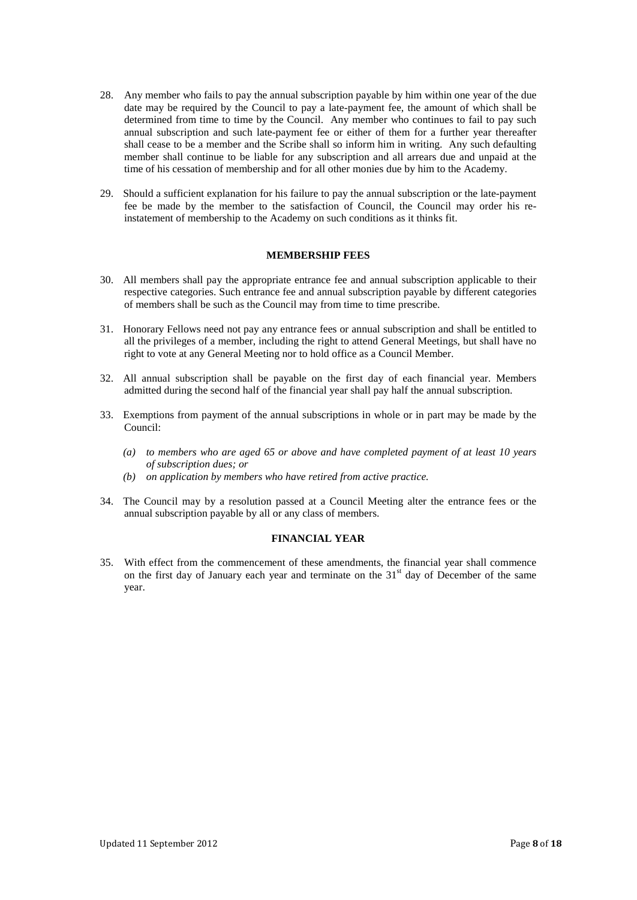28. Any member who fails to pay the annual subscription payable by him within one year of the due date may be required by the Council to pay a late-payment fee, the amount of which shall be determined from time to time by the Council. Any member who continues to fail to pay such annual subscription and such late-payment fee or either of them for a further year thereafter shall cease to be a member and the Scribe shall so inform him in writing. Any such defaulting member shall continue to be liable for any subscription and all arrears due and unpaid at the time of his cessation of membership and for all other monies due by him to the Academy.

29. Should a sufficient explanation for his failure to pay the annual subscription or the late-payment fee be made by the member to the satisfaction of Council, the Council may order his re-instatement of membership to the Academy on such conditions as it thinks fit.

#### MEMBERSHIP FEES

30. All members shall pay the appropriate entrance fee and annual subscription applicable to their respective categories. Such entrance fee and annual subscription payable by different categories of members shall be such as the Council may from time to time prescribe.

31. Honorary Fellows need not pay any entrance fees or annual subscription and shall be entitled to all the privileges of a member, including the right to attend General Meetings, but shall have no right to vote at any General Meeting nor to hold office as a Council Member.

32. All annual subscription shall be payable on the first day of each financial year. Members admitted during the second half of the financial year shall pay half the annual subscription.

33. Exemptions from payment of the annual subscriptions in whole or in part may be made by the Council:

    *(a) to members who are aged 65 or above and have completed payment of at least 10 years of subscription dues; or*
    *(b) on application by members who have retired from active practice.*

34. The Council may by a resolution passed at a Council Meeting alter the entrance fees or the annual subscription payable by all or any class of members.

#### FINANCIAL YEAR

35. With effect from the commencement of these amendments, the financial year shall commence on the first day of January each year and terminate on the 31st day of December of the same year.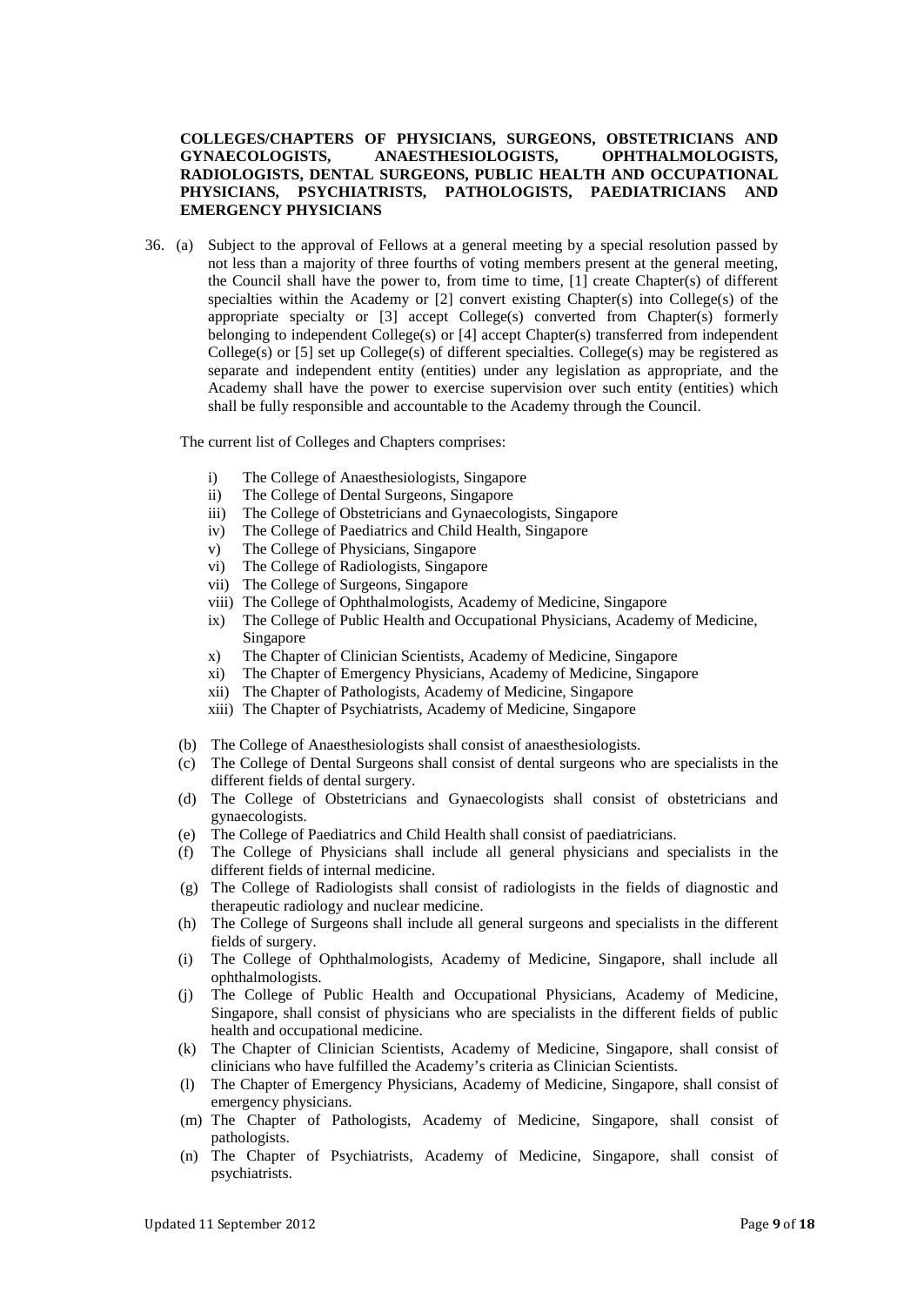**COLLEGES/CHAPTERS OF PHYSICIANS, SURGEONS, OBSTETRICIANS AND GYNAECOLOGISTS, ANAESTHESIOLOGISTS, OPHTHALMOLOGISTS, RADIOLOGISTS, DENTAL SURGEONS, PUBLIC HEALTH AND OCCUPATIONAL PHYSICIANS, PSYCHIATRISTS, PATHOLOGISTS, PAEDIATRICIANS AND EMERGENCY PHYSICIANS**

36. (a) Subject to the approval of Fellows at a general meeting by a special resolution passed by not less than a majority of three fourths of voting members present at the general meeting, the Council shall have the power to, from time to time, [1] create Chapter(s) of different specialties within the Academy or [2] convert existing Chapter(s) into College(s) of the appropriate specialty or [3] accept College(s) converted from Chapter(s) formerly belonging to independent College(s) or [4] accept Chapter(s) transferred from independent College(s) or [5] set up College(s) of different specialties. College(s) may be registered as separate and independent entity (entities) under any legislation as appropriate, and the Academy shall have the power to exercise supervision over such entity (entities) which shall be fully responsible and accountable to the Academy through the Council.

The current list of Colleges and Chapters comprises:

- i) The College of Anaesthesiologists, Singapore
- ii) The College of Dental Surgeons, Singapore
- iii) The College of Obstetricians and Gynaecologists, Singapore
- iv) The College of Paediatrics and Child Health, Singapore
- v) The College of Physicians, Singapore
- vi) The College of Radiologists, Singapore
- vii) The College of Surgeons, Singapore
- viii) The College of Ophthalmologists, Academy of Medicine, Singapore
- ix) The College of Public Health and Occupational Physicians, Academy of Medicine, Singapore
- x) The Chapter of Clinician Scientists, Academy of Medicine, Singapore
- xi) The Chapter of Emergency Physicians, Academy of Medicine, Singapore
- xii) The Chapter of Pathologists, Academy of Medicine, Singapore
- xiii) The Chapter of Psychiatrists, Academy of Medicine, Singapore

(b) The College of Anaesthesiologists shall consist of anaesthesiologists.

(c) The College of Dental Surgeons shall consist of dental surgeons who are specialists in the different fields of dental surgery.

(d) The College of Obstetricians and Gynaecologists shall consist of obstetricians and gynaecologists.

(e) The College of Paediatrics and Child Health shall consist of paediatricians.

(f) The College of Physicians shall include all general physicians and specialists in the different fields of internal medicine.

(g) The College of Radiologists shall consist of radiologists in the fields of diagnostic and therapeutic radiology and nuclear medicine.

(h) The College of Surgeons shall include all general surgeons and specialists in the different fields of surgery.

(i) The College of Ophthalmologists, Academy of Medicine, Singapore, shall include all ophthalmologists.

(j) The College of Public Health and Occupational Physicians, Academy of Medicine, Singapore, shall consist of physicians who are specialists in the different fields of public health and occupational medicine.

(k) The Chapter of Clinician Scientists, Academy of Medicine, Singapore, shall consist of clinicians who have fulfilled the Academy's criteria as Clinician Scientists.

(l) The Chapter of Emergency Physicians, Academy of Medicine, Singapore, shall consist of emergency physicians.

(m) The Chapter of Pathologists, Academy of Medicine, Singapore, shall consist of pathologists.

(n) The Chapter of Psychiatrists, Academy of Medicine, Singapore, shall consist of psychiatrists.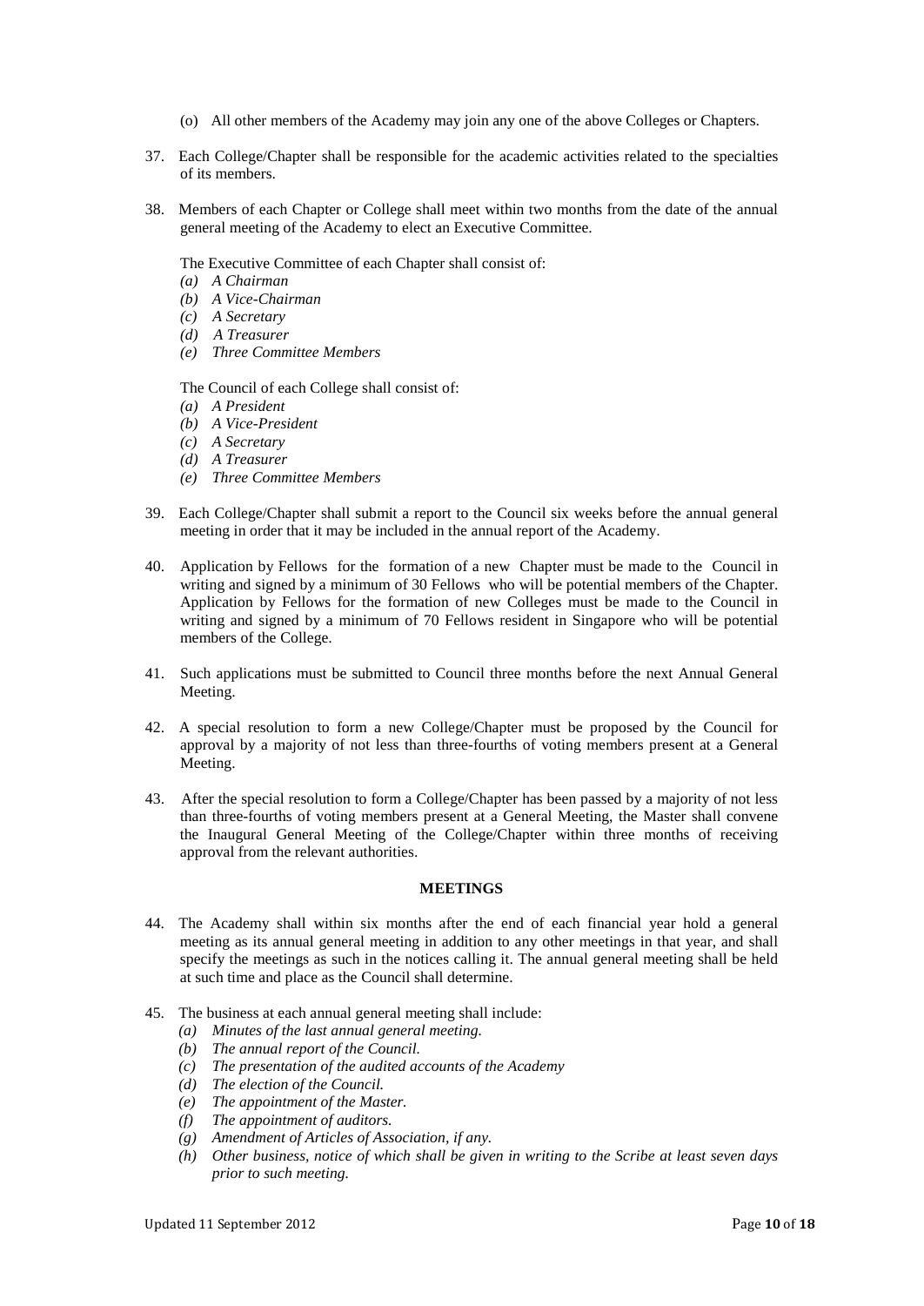(o) All other members of the Academy may join any one of the above Colleges or Chapters.

37. Each College/Chapter shall be responsible for the academic activities related to the specialties of its members.

38. Members of each Chapter or College shall meet within two months from the date of the annual general meeting of the Academy to elect an Executive Committee.

    The Executive Committee of each Chapter shall consist of:

    *(a) A Chairman*
    *(b) A Vice-Chairman*
    *(c) A Secretary*
    *(d) A Treasurer*
    *(e) Three Committee Members*

    The Council of each College shall consist of:

    *(a) A President*
    *(b) A Vice-President*
    *(c) A Secretary*
    *(d) A Treasurer*
    *(e) Three Committee Members*

39. Each College/Chapter shall submit a report to the Council six weeks before the annual general meeting in order that it may be included in the annual report of the Academy.

40. Application by Fellows for the formation of a new Chapter must be made to the Council in writing and signed by a minimum of 30 Fellows who will be potential members of the Chapter. Application by Fellows for the formation of new Colleges must be made to the Council in writing and signed by a minimum of 70 Fellows resident in Singapore who will be potential members of the College.

41. Such applications must be submitted to Council three months before the next Annual General Meeting.

42. A special resolution to form a new College/Chapter must be proposed by the Council for approval by a majority of not less than three-fourths of voting members present at a General Meeting.

43. After the special resolution to form a College/Chapter has been passed by a majority of not less than three-fourths of voting members present at a General Meeting, the Master shall convene the Inaugural General Meeting of the College/Chapter within three months of receiving approval from the relevant authorities.

## MEETINGS

44. The Academy shall within six months after the end of each financial year hold a general meeting as its annual general meeting in addition to any other meetings in that year, and shall specify the meetings as such in the notices calling it. The annual general meeting shall be held at such time and place as the Council shall determine.

45. The business at each annual general meeting shall include:

    *(a) Minutes of the last annual general meeting.*
    *(b) The annual report of the Council.*
    *(c) The presentation of the audited accounts of the Academy*
    *(d) The election of the Council.*
    *(e) The appointment of the Master.*
    *(f) The appointment of auditors.*
    *(g) Amendment of Articles of Association, if any.*
    *(h) Other business, notice of which shall be given in writing to the Scribe at least seven days prior to such meeting.*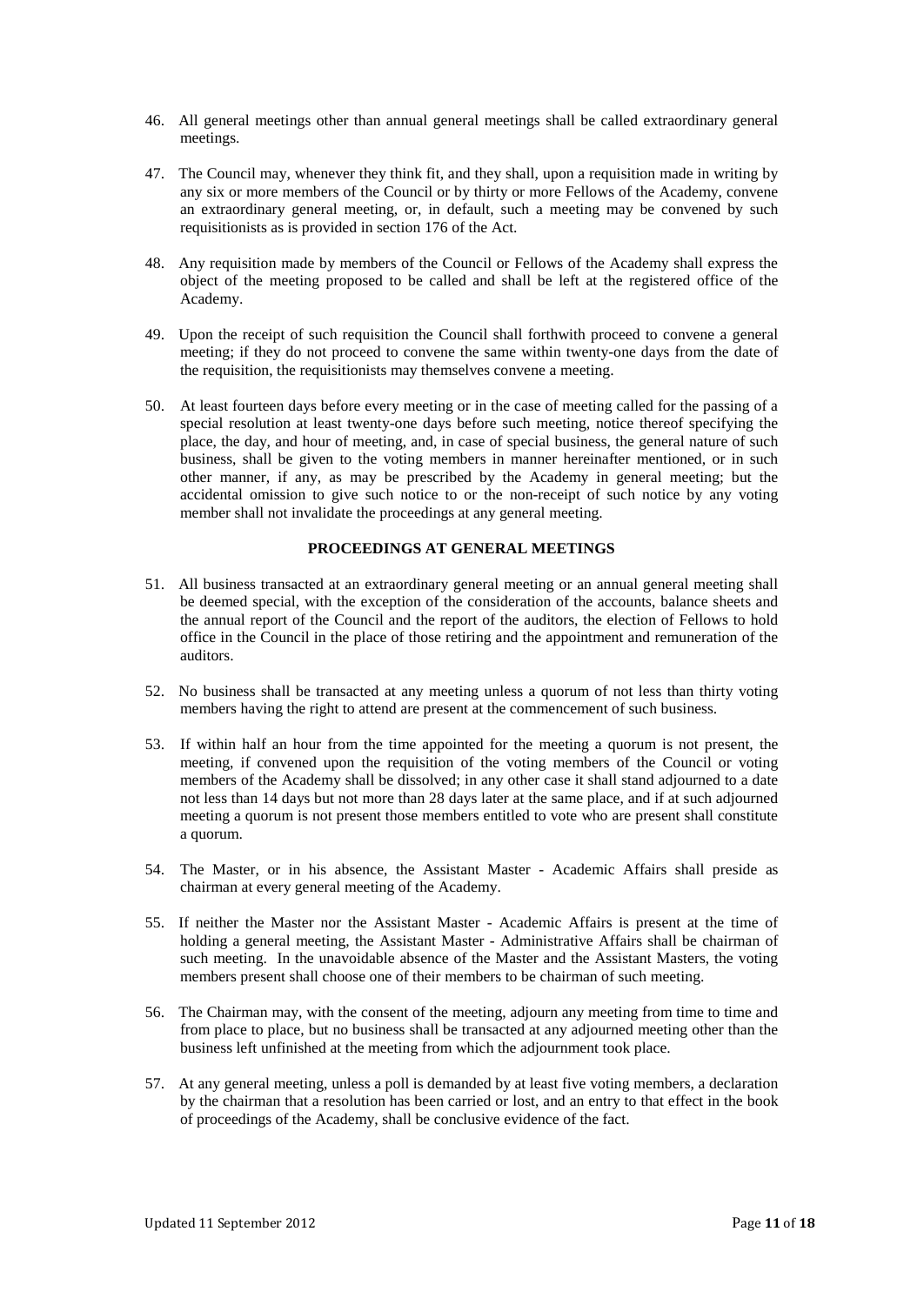46. All general meetings other than annual general meetings shall be called extraordinary general meetings.

47. The Council may, whenever they think fit, and they shall, upon a requisition made in writing by any six or more members of the Council or by thirty or more Fellows of the Academy, convene an extraordinary general meeting, or, in default, such a meeting may be convened by such requisitionists as is provided in section 176 of the Act.

48. Any requisition made by members of the Council or Fellows of the Academy shall express the object of the meeting proposed to be called and shall be left at the registered office of the Academy.

49. Upon the receipt of such requisition the Council shall forthwith proceed to convene a general meeting; if they do not proceed to convene the same within twenty-one days from the date of the requisition, the requisitionists may themselves convene a meeting.

50. At least fourteen days before every meeting or in the case of meeting called for the passing of a special resolution at least twenty-one days before such meeting, notice thereof specifying the place, the day, and hour of meeting, and, in case of special business, the general nature of such business, shall be given to the voting members in manner hereinafter mentioned, or in such other manner, if any, as may be prescribed by the Academy in general meeting; but the accidental omission to give such notice to or the non-receipt of such notice by any voting member shall not invalidate the proceedings at any general meeting.

## PROCEEDINGS AT GENERAL MEETINGS

51. All business transacted at an extraordinary general meeting or an annual general meeting shall be deemed special, with the exception of the consideration of the accounts, balance sheets and the annual report of the Council and the report of the auditors, the election of Fellows to hold office in the Council in the place of those retiring and the appointment and remuneration of the auditors.

52. No business shall be transacted at any meeting unless a quorum of not less than thirty voting members having the right to attend are present at the commencement of such business.

53. If within half an hour from the time appointed for the meeting a quorum is not present, the meeting, if convened upon the requisition of the voting members of the Council or voting members of the Academy shall be dissolved; in any other case it shall stand adjourned to a date not less than 14 days but not more than 28 days later at the same place, and if at such adjourned meeting a quorum is not present those members entitled to vote who are present shall constitute a quorum.

54. The Master, or in his absence, the Assistant Master - Academic Affairs shall preside as chairman at every general meeting of the Academy.

55. If neither the Master nor the Assistant Master - Academic Affairs is present at the time of holding a general meeting, the Assistant Master - Administrative Affairs shall be chairman of such meeting. In the unavoidable absence of the Master and the Assistant Masters, the voting members present shall choose one of their members to be chairman of such meeting.

56. The Chairman may, with the consent of the meeting, adjourn any meeting from time to time and from place to place, but no business shall be transacted at any adjourned meeting other than the business left unfinished at the meeting from which the adjournment took place.

57. At any general meeting, unless a poll is demanded by at least five voting members, a declaration by the chairman that a resolution has been carried or lost, and an entry to that effect in the book of proceedings of the Academy, shall be conclusive evidence of the fact.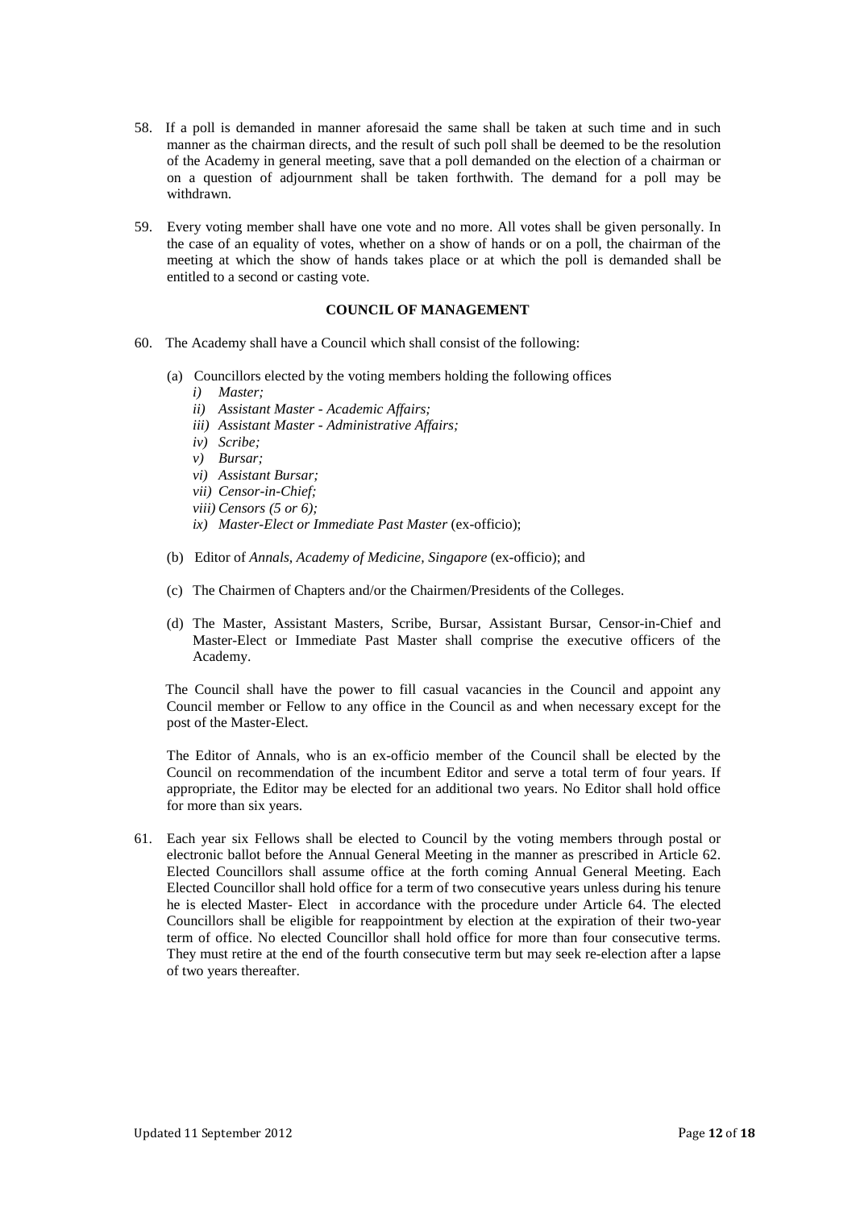58. If a poll is demanded in manner aforesaid the same shall be taken at such time and in such manner as the chairman directs, and the result of such poll shall be deemed to be the resolution of the Academy in general meeting, save that a poll demanded on the election of a chairman or on a question of adjournment shall be taken forthwith. The demand for a poll may be withdrawn.

59. Every voting member shall have one vote and no more. All votes shall be given personally. In the case of an equality of votes, whether on a show of hands or on a poll, the chairman of the meeting at which the show of hands takes place or at which the poll is demanded shall be entitled to a second or casting vote.

**COUNCIL OF MANAGEMENT**

60. The Academy shall have a Council which shall consist of the following:

    (a) Councillors elected by the voting members holding the following offices
        *i) Master;*
        *ii) Assistant Master - Academic Affairs;*
        *iii) Assistant Master - Administrative Affairs;*
        *iv) Scribe;*
        *v) Bursar;*
        *vi) Assistant Bursar;*
        *vii) Censor-in-Chief;*
        *viii) Censors (5 or 6);*
        *ix) Master-Elect or Immediate Past Master* (ex-officio);

    (b) Editor of *Annals, Academy of Medicine, Singapore* (ex-officio); and

    (c) The Chairmen of Chapters and/or the Chairmen/Presidents of the Colleges.

    (d) The Master, Assistant Masters, Scribe, Bursar, Assistant Bursar, Censor-in-Chief and Master-Elect or Immediate Past Master shall comprise the executive officers of the Academy.

    The Council shall have the power to fill casual vacancies in the Council and appoint any Council member or Fellow to any office in the Council as and when necessary except for the post of the Master-Elect.

    The Editor of Annals, who is an ex-officio member of the Council shall be elected by the Council on recommendation of the incumbent Editor and serve a total term of four years. If appropriate, the Editor may be elected for an additional two years. No Editor shall hold office for more than six years.

61. Each year six Fellows shall be elected to Council by the voting members through postal or electronic ballot before the Annual General Meeting in the manner as prescribed in Article 62. Elected Councillors shall assume office at the forth coming Annual General Meeting. Each Elected Councillor shall hold office for a term of two consecutive years unless during his tenure he is elected Master- Elect in accordance with the procedure under Article 64. The elected Councillors shall be eligible for reappointment by election at the expiration of their two-year term of office. No elected Councillor shall hold office for more than four consecutive terms. They must retire at the end of the fourth consecutive term but may seek re-election after a lapse of two years thereafter.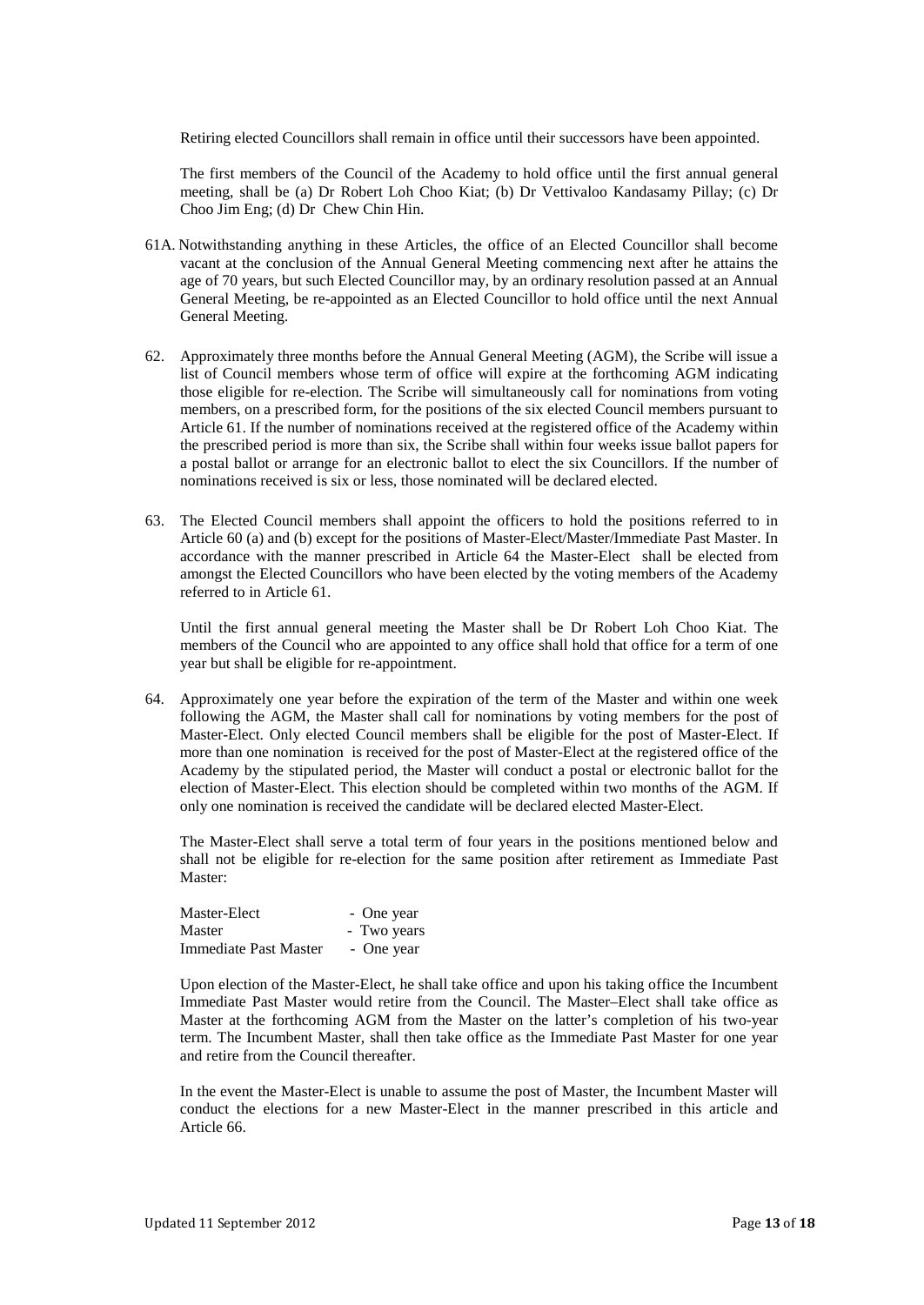Retiring elected Councillors shall remain in office until their successors have been appointed.

The first members of the Council of the Academy to hold office until the first annual general meeting, shall be (a) Dr Robert Loh Choo Kiat; (b) Dr Vettivaloo Kandasamy Pillay; (c) Dr Choo Jim Eng; (d) Dr Chew Chin Hin.

61A. Notwithstanding anything in these Articles, the office of an Elected Councillor shall become vacant at the conclusion of the Annual General Meeting commencing next after he attains the age of 70 years, but such Elected Councillor may, by an ordinary resolution passed at an Annual General Meeting, be re-appointed as an Elected Councillor to hold office until the next Annual General Meeting.

62. Approximately three months before the Annual General Meeting (AGM), the Scribe will issue a list of Council members whose term of office will expire at the forthcoming AGM indicating those eligible for re-election. The Scribe will simultaneously call for nominations from voting members, on a prescribed form, for the positions of the six elected Council members pursuant to Article 61. If the number of nominations received at the registered office of the Academy within the prescribed period is more than six, the Scribe shall within four weeks issue ballot papers for a postal ballot or arrange for an electronic ballot to elect the six Councillors. If the number of nominations received is six or less, those nominated will be declared elected.

63. The Elected Council members shall appoint the officers to hold the positions referred to in Article 60 (a) and (b) except for the positions of Master-Elect/Master/Immediate Past Master. In accordance with the manner prescribed in Article 64 the Master-Elect shall be elected from amongst the Elected Councillors who have been elected by the voting members of the Academy referred to in Article 61.

Until the first annual general meeting the Master shall be Dr Robert Loh Choo Kiat. The members of the Council who are appointed to any office shall hold that office for a term of one year but shall be eligible for re-appointment.

64. Approximately one year before the expiration of the term of the Master and within one week following the AGM, the Master shall call for nominations by voting members for the post of Master-Elect. Only elected Council members shall be eligible for the post of Master-Elect. If more than one nomination is received for the post of Master-Elect at the registered office of the Academy by the stipulated period, the Master will conduct a postal or electronic ballot for the election of Master-Elect. This election should be completed within two months of the AGM. If only one nomination is received the candidate will be declared elected Master-Elect.

The Master-Elect shall serve a total term of four years in the positions mentioned below and shall not be eligible for re-election for the same position after retirement as Immediate Past Master:

| | |
|---|---|
| Master-Elect | - One year |
| Master | - Two years |
| Immediate Past Master | - One year |

Upon election of the Master-Elect, he shall take office and upon his taking office the Incumbent Immediate Past Master would retire from the Council. The Master–Elect shall take office as Master at the forthcoming AGM from the Master on the latter's completion of his two-year term. The Incumbent Master, shall then take office as the Immediate Past Master for one year and retire from the Council thereafter.

In the event the Master-Elect is unable to assume the post of Master, the Incumbent Master will conduct the elections for a new Master-Elect in the manner prescribed in this article and Article 66.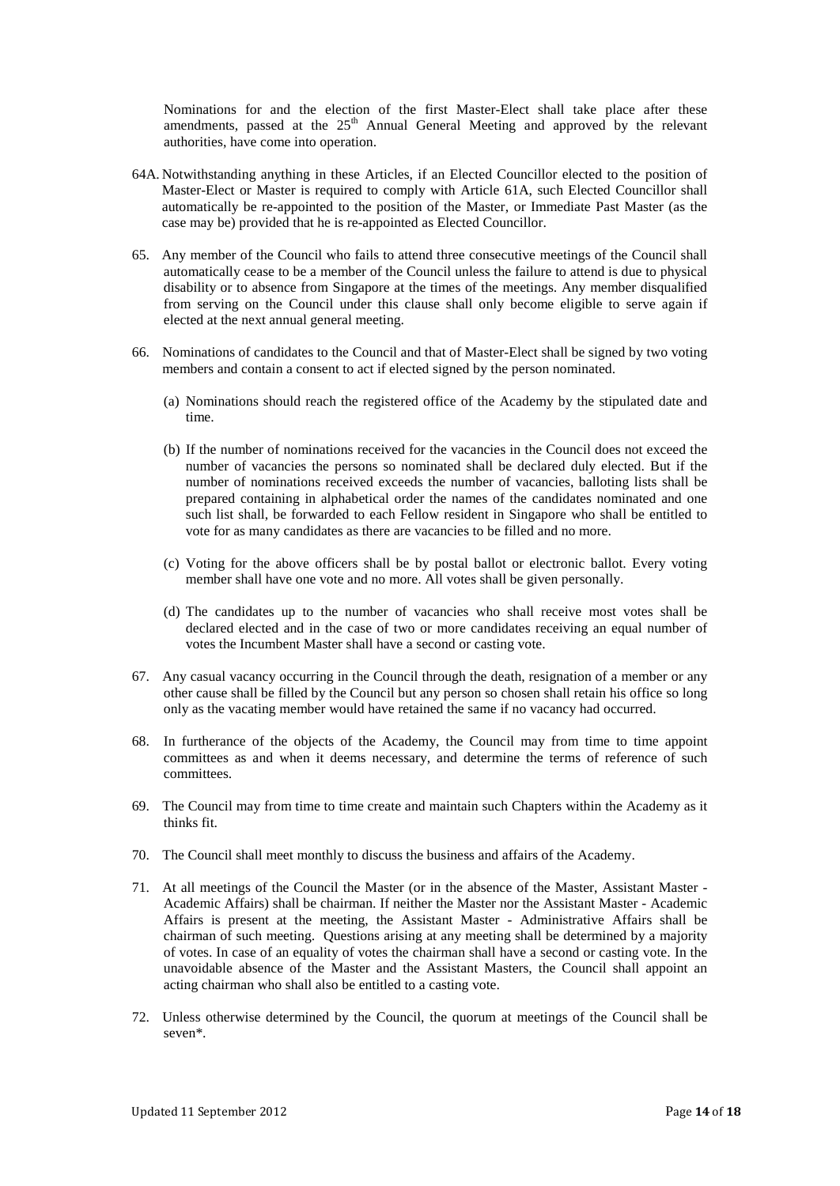Nominations for and the election of the first Master-Elect shall take place after these amendments, passed at the 25th Annual General Meeting and approved by the relevant authorities, have come into operation.

64A. Notwithstanding anything in these Articles, if an Elected Councillor elected to the position of Master-Elect or Master is required to comply with Article 61A, such Elected Councillor shall automatically be re-appointed to the position of the Master, or Immediate Past Master (as the case may be) provided that he is re-appointed as Elected Councillor.

65. Any member of the Council who fails to attend three consecutive meetings of the Council shall automatically cease to be a member of the Council unless the failure to attend is due to physical disability or to absence from Singapore at the times of the meetings. Any member disqualified from serving on the Council under this clause shall only become eligible to serve again if elected at the next annual general meeting.

66. Nominations of candidates to the Council and that of Master-Elect shall be signed by two voting members and contain a consent to act if elected signed by the person nominated.

   (a) Nominations should reach the registered office of the Academy by the stipulated date and time.

   (b) If the number of nominations received for the vacancies in the Council does not exceed the number of vacancies the persons so nominated shall be declared duly elected. But if the number of nominations received exceeds the number of vacancies, balloting lists shall be prepared containing in alphabetical order the names of the candidates nominated and one such list shall, be forwarded to each Fellow resident in Singapore who shall be entitled to vote for as many candidates as there are vacancies to be filled and no more.

   (c) Voting for the above officers shall be by postal ballot or electronic ballot. Every voting member shall have one vote and no more. All votes shall be given personally.

   (d) The candidates up to the number of vacancies who shall receive most votes shall be declared elected and in the case of two or more candidates receiving an equal number of votes the Incumbent Master shall have a second or casting vote.

67. Any casual vacancy occurring in the Council through the death, resignation of a member or any other cause shall be filled by the Council but any person so chosen shall retain his office so long only as the vacating member would have retained the same if no vacancy had occurred.

68. In furtherance of the objects of the Academy, the Council may from time to time appoint committees as and when it deems necessary, and determine the terms of reference of such committees.

69. The Council may from time to time create and maintain such Chapters within the Academy as it thinks fit.

70. The Council shall meet monthly to discuss the business and affairs of the Academy.

71. At all meetings of the Council the Master (or in the absence of the Master, Assistant Master - Academic Affairs) shall be chairman. If neither the Master nor the Assistant Master - Academic Affairs is present at the meeting, the Assistant Master - Administrative Affairs shall be chairman of such meeting. Questions arising at any meeting shall be determined by a majority of votes. In case of an equality of votes the chairman shall have a second or casting vote. In the unavoidable absence of the Master and the Assistant Masters, the Council shall appoint an acting chairman who shall also be entitled to a casting vote.

72. Unless otherwise determined by the Council, the quorum at meetings of the Council shall be seven*.

Updated 11 September 2012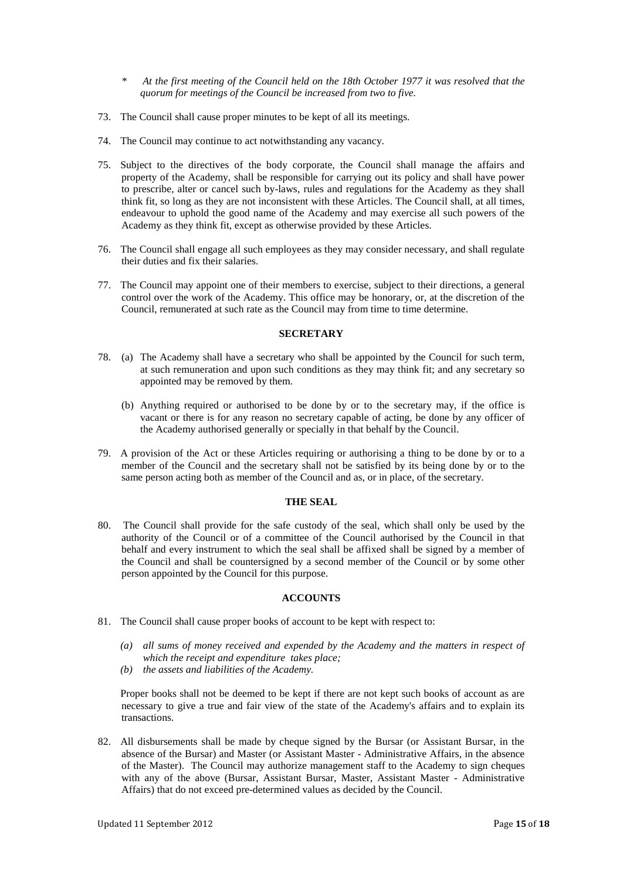\* *At the first meeting of the Council held on the 18th October 1977 it was resolved that the quorum for meetings of the Council be increased from two to five.*

73. The Council shall cause proper minutes to be kept of all its meetings.

74. The Council may continue to act notwithstanding any vacancy.

75. Subject to the directives of the body corporate, the Council shall manage the affairs and property of the Academy, shall be responsible for carrying out its policy and shall have power to prescribe, alter or cancel such by-laws, rules and regulations for the Academy as they shall think fit, so long as they are not inconsistent with these Articles. The Council shall, at all times, endeavour to uphold the good name of the Academy and may exercise all such powers of the Academy as they think fit, except as otherwise provided by these Articles.

76. The Council shall engage all such employees as they may consider necessary, and shall regulate their duties and fix their salaries.

77. The Council may appoint one of their members to exercise, subject to their directions, a general control over the work of the Academy. This office may be honorary, or, at the discretion of the Council, remunerated at such rate as the Council may from time to time determine.

## SECRETARY

78. (a) The Academy shall have a secretary who shall be appointed by the Council for such term, at such remuneration and upon such conditions as they may think fit; and any secretary so appointed may be removed by them.

    (b) Anything required or authorised to be done by or to the secretary may, if the office is vacant or there is for any reason no secretary capable of acting, be done by any officer of the Academy authorised generally or specially in that behalf by the Council.

79. A provision of the Act or these Articles requiring or authorising a thing to be done by or to a member of the Council and the secretary shall not be satisfied by its being done by or to the same person acting both as member of the Council and as, or in place, of the secretary.

## THE SEAL

80. The Council shall provide for the safe custody of the seal, which shall only be used by the authority of the Council or of a committee of the Council authorised by the Council in that behalf and every instrument to which the seal shall be affixed shall be signed by a member of the Council and shall be countersigned by a second member of the Council or by some other person appointed by the Council for this purpose.

## ACCOUNTS

81. The Council shall cause proper books of account to be kept with respect to:

    *(a) all sums of money received and expended by the Academy and the matters in respect of which the receipt and expenditure takes place;*
    *(b) the assets and liabilities of the Academy.*

    Proper books shall not be deemed to be kept if there are not kept such books of account as are necessary to give a true and fair view of the state of the Academy's affairs and to explain its transactions.

82. All disbursements shall be made by cheque signed by the Bursar (or Assistant Bursar, in the absence of the Bursar) and Master (or Assistant Master - Administrative Affairs, in the absence of the Master). The Council may authorize management staff to the Academy to sign cheques with any of the above (Bursar, Assistant Bursar, Master, Assistant Master - Administrative Affairs) that do not exceed pre-determined values as decided by the Council.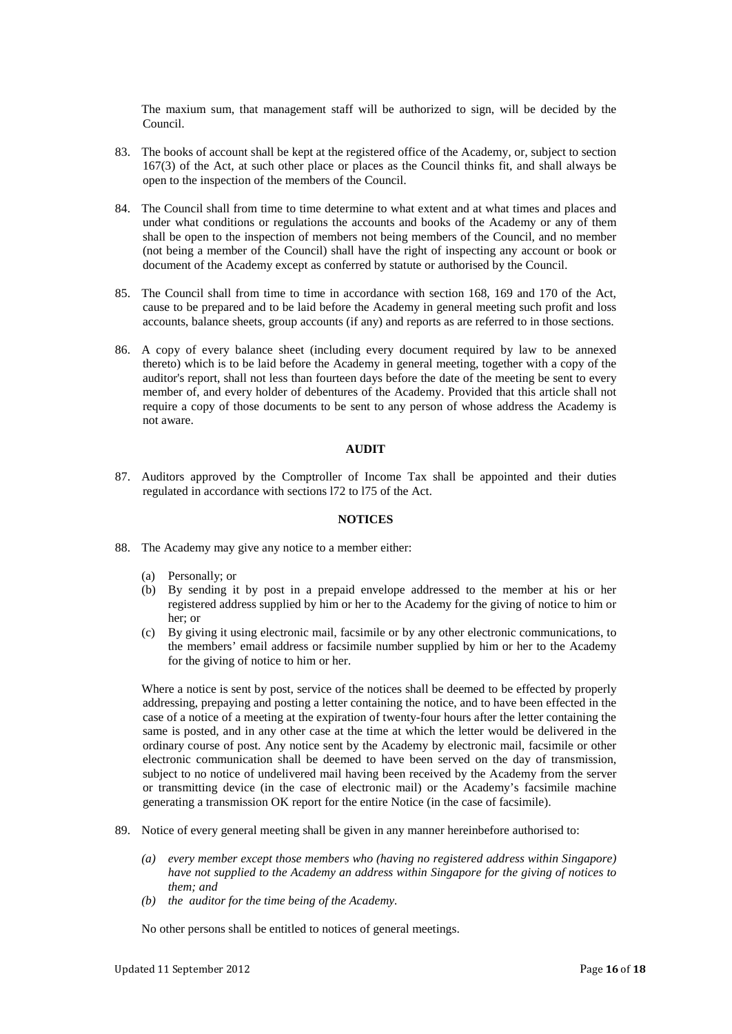The maxium sum, that management staff will be authorized to sign, will be decided by the Council.

83. The books of account shall be kept at the registered office of the Academy, or, subject to section 167(3) of the Act, at such other place or places as the Council thinks fit, and shall always be open to the inspection of the members of the Council.

84. The Council shall from time to time determine to what extent and at what times and places and under what conditions or regulations the accounts and books of the Academy or any of them shall be open to the inspection of members not being members of the Council, and no member (not being a member of the Council) shall have the right of inspecting any account or book or document of the Academy except as conferred by statute or authorised by the Council.

85. The Council shall from time to time in accordance with section 168, 169 and 170 of the Act, cause to be prepared and to be laid before the Academy in general meeting such profit and loss accounts, balance sheets, group accounts (if any) and reports as are referred to in those sections.

86. A copy of every balance sheet (including every document required by law to be annexed thereto) which is to be laid before the Academy in general meeting, together with a copy of the auditor's report, shall not less than fourteen days before the date of the meeting be sent to every member of, and every holder of debentures of the Academy. Provided that this article shall not require a copy of those documents to be sent to any person of whose address the Academy is not aware.

**AUDIT**

87. Auditors approved by the Comptroller of Income Tax shall be appointed and their duties regulated in accordance with sections l72 to l75 of the Act.

**NOTICES**

88. The Academy may give any notice to a member either:

 (a) Personally; or
 (b) By sending it by post in a prepaid envelope addressed to the member at his or her registered address supplied by him or her to the Academy for the giving of notice to him or her; or
 (c) By giving it using electronic mail, facsimile or by any other electronic communications, to the members' email address or facsimile number supplied by him or her to the Academy for the giving of notice to him or her.

 Where a notice is sent by post, service of the notices shall be deemed to be effected by properly addressing, prepaying and posting a letter containing the notice, and to have been effected in the case of a notice of a meeting at the expiration of twenty-four hours after the letter containing the same is posted, and in any other case at the time at which the letter would be delivered in the ordinary course of post. Any notice sent by the Academy by electronic mail, facsimile or other electronic communication shall be deemed to have been served on the day of transmission, subject to no notice of undelivered mail having been received by the Academy from the server or transmitting device (in the case of electronic mail) or the Academy's facsimile machine generating a transmission OK report for the entire Notice (in the case of facsimile).

89. Notice of every general meeting shall be given in any manner hereinbefore authorised to:

 *(a) every member except those members who (having no registered address within Singapore) have not supplied to the Academy an address within Singapore for the giving of notices to them; and*
 *(b) the auditor for the time being of the Academy.*

 No other persons shall be entitled to notices of general meetings.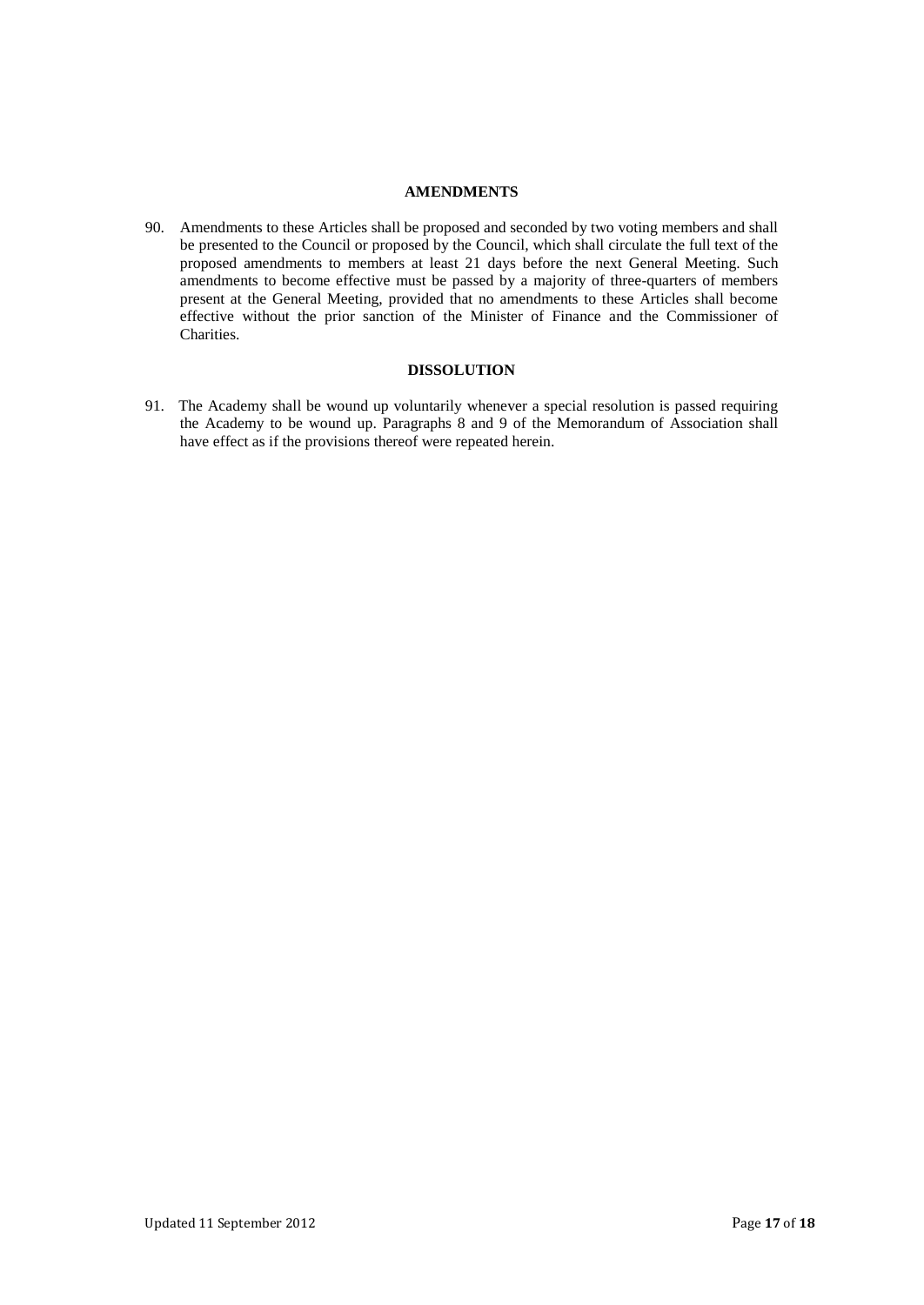## AMENDMENTS

90. Amendments to these Articles shall be proposed and seconded by two voting members and shall be presented to the Council or proposed by the Council, which shall circulate the full text of the proposed amendments to members at least 21 days before the next General Meeting. Such amendments to become effective must be passed by a majority of three-quarters of members present at the General Meeting, provided that no amendments to these Articles shall become effective without the prior sanction of the Minister of Finance and the Commissioner of Charities.

## DISSOLUTION

91. The Academy shall be wound up voluntarily whenever a special resolution is passed requiring the Academy to be wound up. Paragraphs 8 and 9 of the Memorandum of Association shall have effect as if the provisions thereof were repeated herein.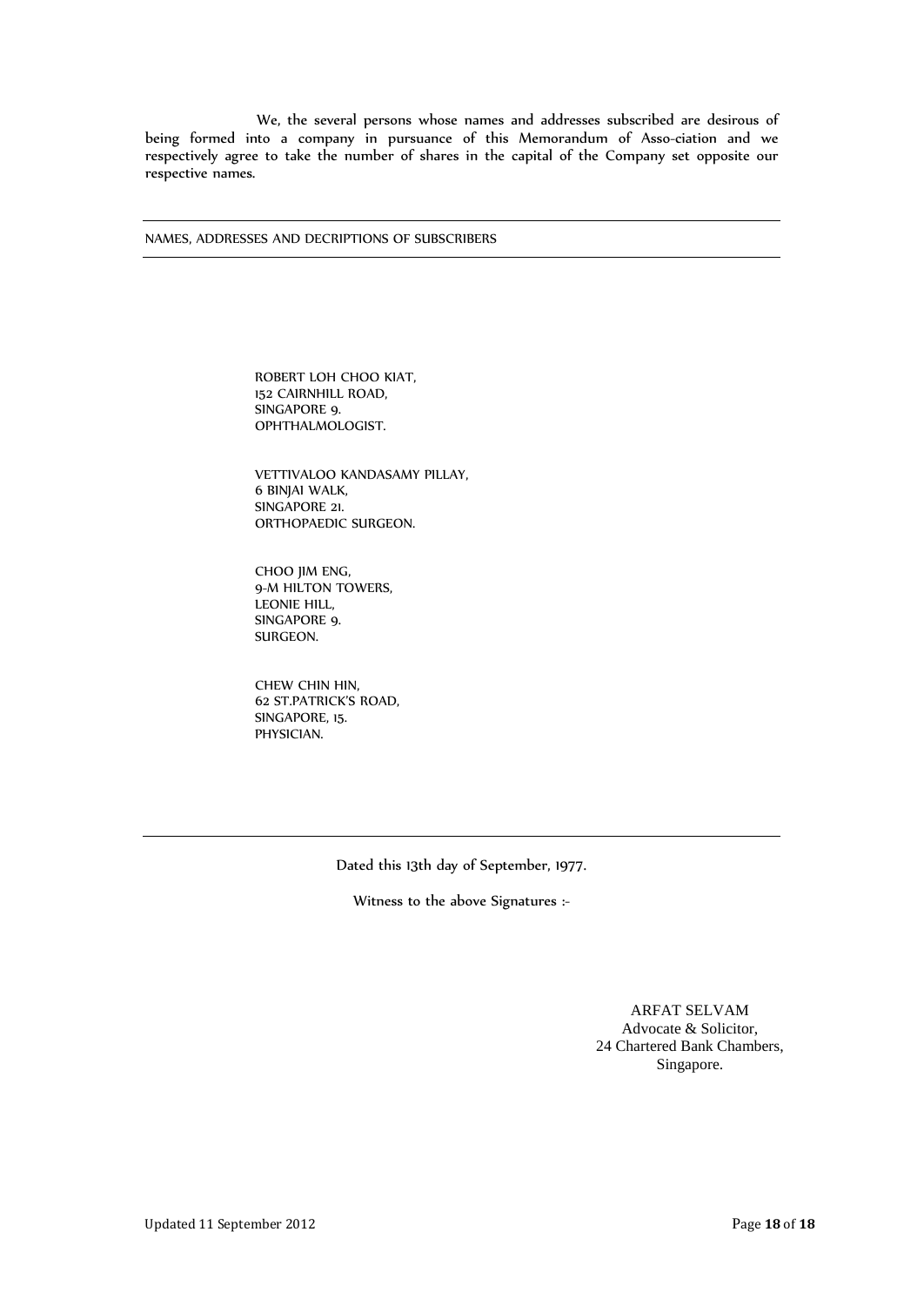We, the several persons whose names and addresses subscribed are desirous of being formed into a company in pursuance of this Memorandum of Asso-ciation and we respectively agree to take the number of shares in the capital of the Company set opposite our respective names.

---

NAMES, ADDRESSES AND DECRIPTIONS OF SUBSCRIBERS

---

ROBERT LOH CHOO KIAT,
152 CAIRNHILL ROAD,
SINGAPORE 9.
OPHTHALMOLOGIST.

VETTIVALOO KANDASAMY PILLAY,
6 BINJAI WALK,
SINGAPORE 21.
ORTHOPAEDIC SURGEON.

CHOO JIM ENG,
9-M HILTON TOWERS,
LEONIE HILL,
SINGAPORE 9.
SURGEON.

CHEW CHIN HIN,
62 ST.PATRICK'S ROAD,
SINGAPORE, 15.
PHYSICIAN.

---

Dated this 13th day of September, 1977.

Witness to the above Signatures :-

ARFAT SELVAM
Advocate & Solicitor,
24 Chartered Bank Chambers,
Singapore.

Updated 11 September 2012